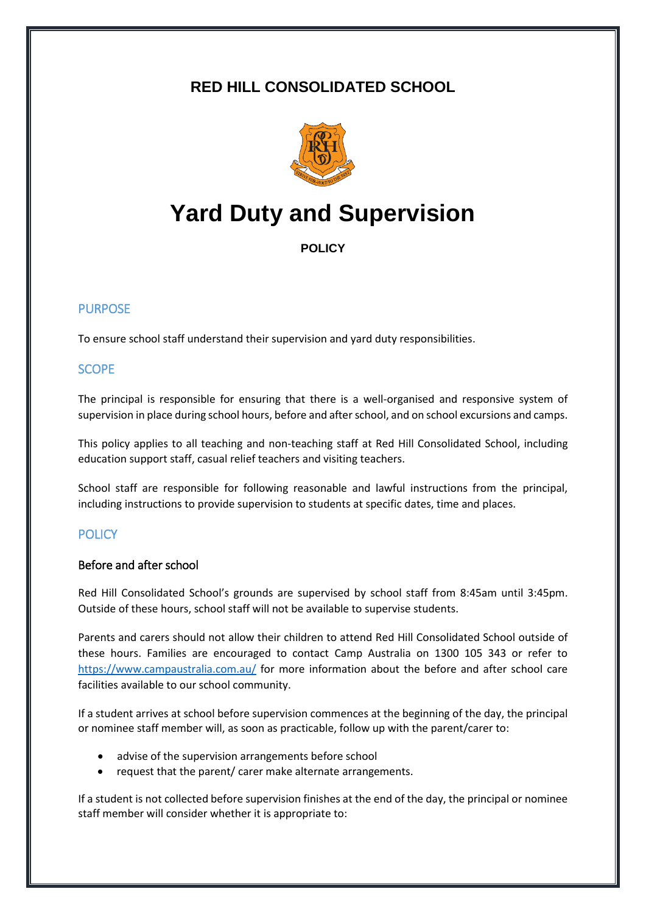**RED HILL CONSOLIDATED SCHOOL**

# Yard Duty and Supervision

**POLICY**

## PURPOSE

To ensure school staff understand their supervision and yard duty responsibilities.

## SCOPE

The principal is responsible for ensuring that there is a well-organised and responsive system of supervision in place during school hours, before and after school, and on school excursions and camps.

This policy applies to all teaching and non-teaching staff at Red Hill Consolidated School, including education support staff, casual relief teachers and visiting teachers.

School staff are responsible for following reasonable and lawful instructions from the principal, including instructions to provide supervision to students at specific dates, time and places.

## POLICY

### Before and after school

Red Hill Consolidated School's grounds are supervised by school staff from 8:45am until 3:45pm. Outside of these hours, school staff will not be available to supervise students.

Parents and carers should not allow their children to attend Red Hill Consolidated School outside of these hours. Families are encouraged to contact Camp Australia on 1300 105 343 or refer to https://www.campaustralia.com.au/ for more information about the before and after school care facilities available to our school community.

If a student arrives at school before supervision commences at the beginning of the day, the principal or nominee staff member will, as soon as practicable, follow up with the parent/carer to:

- advise of the supervision arrangements before school
- request that the parent/ carer make alternate arrangements.

If a student is not collected before supervision finishes at the end of the day, the principal or nominee staff member will consider whether it is appropriate to: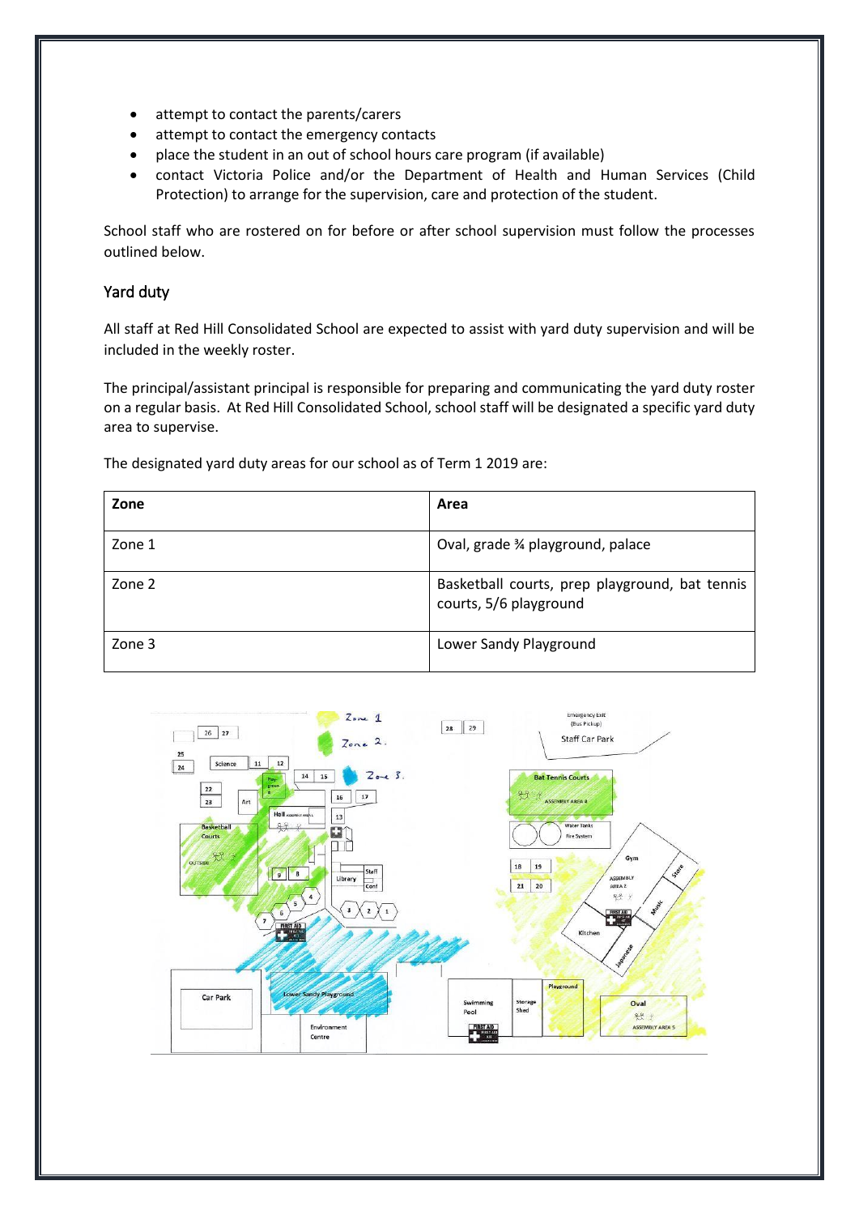- attempt to contact the parents/carers
- attempt to contact the emergency contacts
- place the student in an out of school hours care program (if available)
- contact Victoria Police and/or the Department of Health and Human Services (Child Protection) to arrange for the supervision, care and protection of the student.

School staff who are rostered on for before or after school supervision must follow the processes outlined below.

## Yard duty

All staff at Red Hill Consolidated School are expected to assist with yard duty supervision and will be included in the weekly roster.

The principal/assistant principal is responsible for preparing and communicating the yard duty roster on a regular basis. At Red Hill Consolidated School, school staff will be designated a specific yard duty area to supervise.

The designated yard duty areas for our school as of Term 1 2019 are:

| Zone | Area |
|---|---|
| Zone 1 | Oval, grade ¾ playground, palace |
| Zone 2 | Basketball courts, prep playground, bat tennis courts, 5/6 playground |
| Zone 3 | Lower Sandy Playground |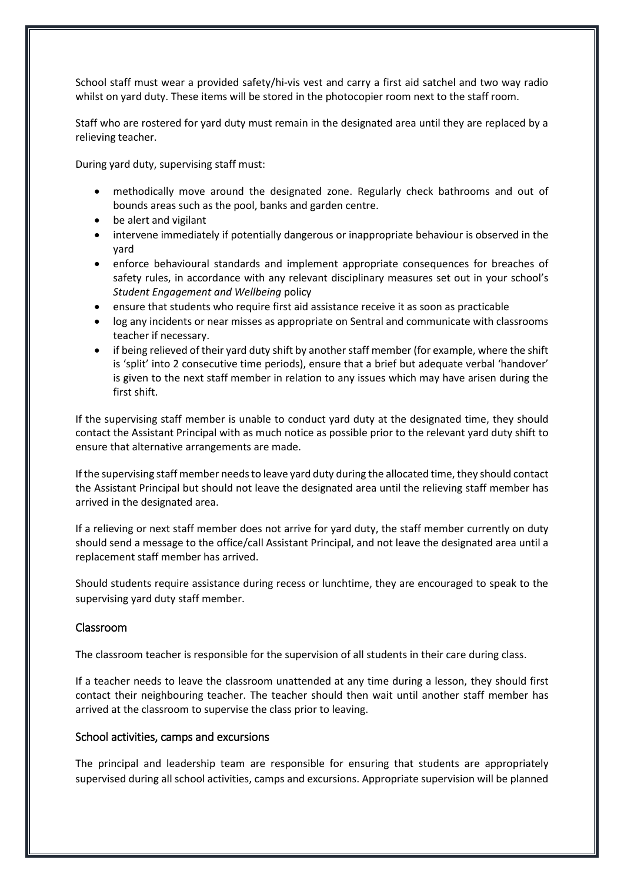School staff must wear a provided safety/hi-vis vest and carry a first aid satchel and two way radio whilst on yard duty. These items will be stored in the photocopier room next to the staff room.

Staff who are rostered for yard duty must remain in the designated area until they are replaced by a relieving teacher.

During yard duty, supervising staff must:

- methodically move around the designated zone. Regularly check bathrooms and out of bounds areas such as the pool, banks and garden centre.
- be alert and vigilant
- intervene immediately if potentially dangerous or inappropriate behaviour is observed in the yard
- enforce behavioural standards and implement appropriate consequences for breaches of safety rules, in accordance with any relevant disciplinary measures set out in your school's *Student Engagement and Wellbeing* policy
- ensure that students who require first aid assistance receive it as soon as practicable
- log any incidents or near misses as appropriate on Sentral and communicate with classrooms teacher if necessary.
- if being relieved of their yard duty shift by another staff member (for example, where the shift is 'split' into 2 consecutive time periods), ensure that a brief but adequate verbal 'handover' is given to the next staff member in relation to any issues which may have arisen during the first shift.

If the supervising staff member is unable to conduct yard duty at the designated time, they should contact the Assistant Principal with as much notice as possible prior to the relevant yard duty shift to ensure that alternative arrangements are made.

If the supervising staff member needs to leave yard duty during the allocated time, they should contact the Assistant Principal but should not leave the designated area until the relieving staff member has arrived in the designated area.

If a relieving or next staff member does not arrive for yard duty, the staff member currently on duty should send a message to the office/call Assistant Principal, and not leave the designated area until a replacement staff member has arrived.

Should students require assistance during recess or lunchtime, they are encouraged to speak to the supervising yard duty staff member.

## Classroom

The classroom teacher is responsible for the supervision of all students in their care during class.

If a teacher needs to leave the classroom unattended at any time during a lesson, they should first contact their neighbouring teacher. The teacher should then wait until another staff member has arrived at the classroom to supervise the class prior to leaving.

## School activities, camps and excursions

The principal and leadership team are responsible for ensuring that students are appropriately supervised during all school activities, camps and excursions. Appropriate supervision will be planned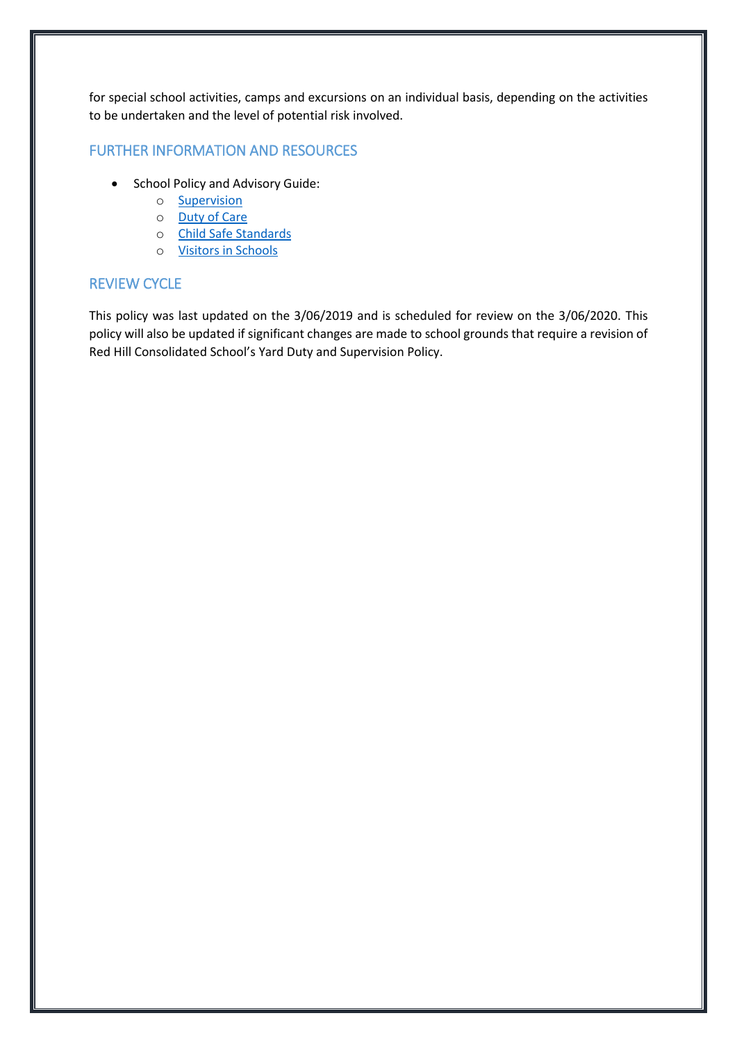for special school activities, camps and excursions on an individual basis, depending on the activities to be undertaken and the level of potential risk involved.

## FURTHER INFORMATION AND RESOURCES

- School Policy and Advisory Guide:
  - Supervision
  - Duty of Care
  - Child Safe Standards
  - Visitors in Schools

## REVIEW CYCLE

This policy was last updated on the 3/06/2019 and is scheduled for review on the 3/06/2020. This policy will also be updated if significant changes are made to school grounds that require a revision of Red Hill Consolidated School's Yard Duty and Supervision Policy.